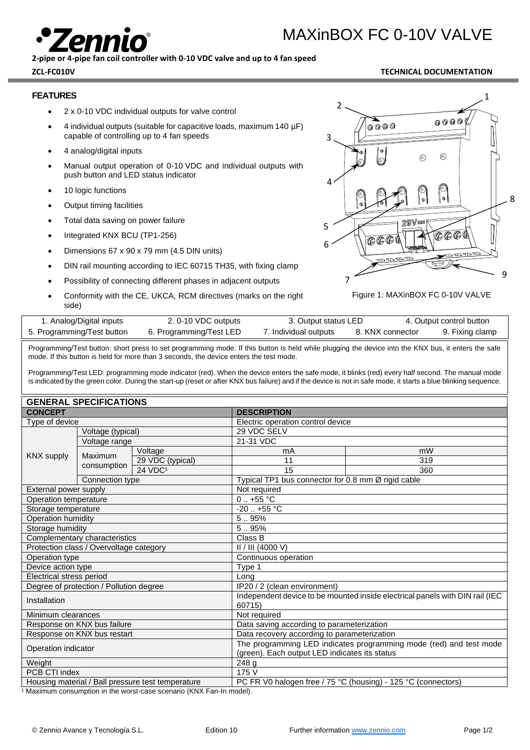# MAXinBOX FC 0-10V VALVE

**2-pipe or 4-pipe fan coil controller with 0-10 VDC valve and up to 4 fan speed**

**ZCL-FC010V** **TECHNICAL DOCUMENTATION**

## FEATURES

- 2 x 0-10 VDC individual outputs for valve control
- 4 individual outputs (suitable for capacitive loads, maximum 140 µF) capable of controlling up to 4 fan speeds
- 4 analog/digital inputs
- Manual output operation of 0-10 VDC and individual outputs with push button and LED status indicator
- 10 logic functions
- Output timing facilities
- Total data saving on power failure
- Integrated KNX BCU (TP1-256)
- Dimensions 67 x 90 x 79 mm (4.5 DIN units)
- DIN rail mounting according to IEC 60715 TH35, with fixing clamp
- Possibility of connecting different phases in adjacent outputs
- Conformity with the CE, UKCA, RCM directives (marks on the right side)

Figure 1: MAXinBOX FC 0-10V VALVE

| 1. Analog/Digital inputs | 2. 0-10 VDC outputs | 3. Output status LED | 4. Output control button | |
|---|---|---|---|---|
| 5. Programming/Test button | 6. Programming/Test LED | 7. Individual outputs | 8. KNX connector | 9. Fixing clamp |

Programming/Test button: short press to set programming mode. If this button is held while plugging the device into the KNX bus, it enters the safe mode. If this button is held for more than 3 seconds, the device enters the test mode.

Programming/Test LED: programming mode indicator (red). When the device enters the safe mode, it blinks (red) every half second. The manual mode is indicated by the green color. During the start-up (reset or after KNX bus failure) and if the device is not in safe mode, it starts a blue blinking sequence.

## GENERAL SPECIFICATIONS

| CONCEPT | | | DESCRIPTION | |
|---|---|---|---|---|
| Type of device | | | Electric operation control device | |
| KNX supply | Voltage (typical) | | 29 VDC SELV | |
| | Voltage range | | 21-31 VDC | |
| | Maximum consumption | Voltage | mA | mW |
| | | 29 VDC (typical) | 11 | 319 |
| | | 24 VDC[1] | 15 | 360 |
| | Connection type | | Typical TP1 bus connector for 0.8 mm Ø rigid cable | |
| External power supply | | | Not required | |
| Operation temperature | | | 0 .. +55 °C | |
| Storage temperature | | | -20 .. +55 °C | |
| Operation humidity | | | 5 .. 95% | |
| Storage humidity | | | 5 .. 95% | |
| Complementary characteristics | | | Class B | |
| Protection class / Overvoltage category | | | II / III (4000 V) | |
| Operation type | | | Continuous operation | |
| Device action type | | | Type 1 | |
| Electrical stress period | | | Long | |
| Degree of protection / Pollution degree | | | IP20 / 2 (clean environment) | |
| Installation | | | Independent device to be mounted inside electrical panels with DIN rail (IEC 60715) | |
| Minimum clearances | | | Not required | |
| Response on KNX bus failure | | | Data saving according to parameterization | |
| Response on KNX bus restart | | | Data recovery according to parameterization | |
| Operation indicator | | | The programming LED indicates programming mode (red) and test mode (green). Each output LED indicates its status | |
| Weight | | | 248 g | |
| PCB CTI index | | | 175 V | |
| Housing material / Ball pressure test temperature | | | PC FR V0 halogen free / 75 °C (housing) - 125 °C (connectors) | |

[1] Maximum consumption in the worst-case scenario (KNX Fan-In model).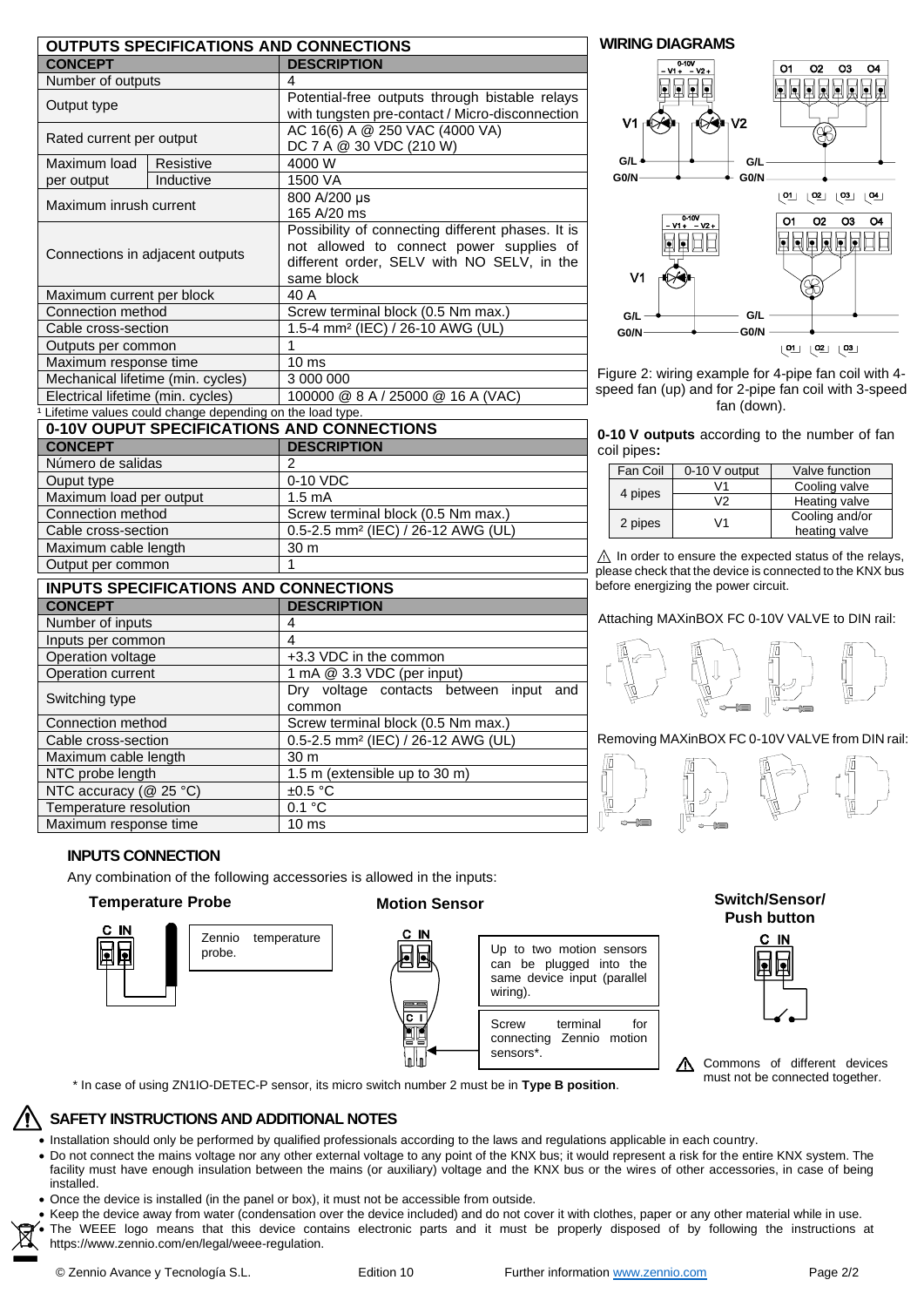## OUTPUTS SPECIFICATIONS AND CONNECTIONS

| CONCEPT | | DESCRIPTION |
|---|---|---|
| Number of outputs | | 4 |
| Output type | | Potential-free outputs through bistable relays with tungsten pre-contact / Micro-disconnection |
| Rated current per output | | AC 16(6) A @ 250 VAC (4000 VA)<br>DC 7 A @ 30 VDC (210 W) |
| Maximum load per output | Resistive | 4000 W |
| | Inductive | 1500 VA |
| Maximum inrush current | | 800 A/200 µs<br>165 A/20 ms |
| Connections in adjacent outputs | | Possibility of connecting different phases. It is not allowed to connect power supplies of different order, SELV with NO SELV, in the same block |
| Maximum current per block | | 40 A |
| Connection method | | Screw terminal block (0.5 Nm max.) |
| Cable cross-section | | 1.5-4 mm² (IEC) / 26-10 AWG (UL) |
| Outputs per common | | 1 |
| Maximum response time | | 10 ms |
| Mechanical lifetime (min. cycles) | | 3 000 000 |
| Electrical lifetime (min. cycles) | | 100000 @ 8 A / 25000 @ 16 A (VAC) |

[1] Lifetime values could change depending on the load type.

## 0-10V OUPUT SPECIFICATIONS AND CONNECTIONS

| CONCEPT | DESCRIPTION |
|---|---|
| Número de salidas | 2 |
| Ouput type | 0-10 VDC |
| Maximum load per output | 1.5 mA |
| Connection method | Screw terminal block (0.5 Nm max.) |
| Cable cross-section | 0.5-2.5 mm² (IEC) / 26-12 AWG (UL) |
| Maximum cable length | 30 m |
| Output per common | 1 |

## INPUTS SPECIFICATIONS AND CONNECTIONS

| CONCEPT | DESCRIPTION |
|---|---|
| Number of inputs | 4 |
| Inputs per common | 4 |
| Operation voltage | +3.3 VDC in the common |
| Operation current | 1 mA @ 3.3 VDC (per input) |
| Switching type | Dry voltage contacts between input and common |
| Connection method | Screw terminal block (0.5 Nm max.) |
| Cable cross-section | 0.5-2.5 mm² (IEC) / 26-12 AWG (UL) |
| Maximum cable length | 30 m |
| NTC probe length | 1.5 m (extensible up to 30 m) |
| NTC accuracy (@ 25 °C) | ±0.5 °C |
| Temperature resolution | 0.1 °C |
| Maximum response time | 10 ms |

## WIRING DIAGRAMS

0-10V
– V1 + – V2 +
O1 O2 O3 O4
V1 V2
G/L G/L
G0/N G0/N
O1 O2 O3 O4

0-10V
– V1 + – V2 +
O1 O2 O3 O4
V1
G/L G/L
G0/N G0/N
O1 O2 O3

Figure 2: wiring example for 4-pipe fan coil with 4-speed fan (up) and for 2-pipe fan coil with 3-speed fan (down).

**0-10 V outputs** according to the number of fan coil pipes**:**

| Fan Coil | 0-10 V output | Valve function |
|---|---|---|
| 4 pipes | V1 | Cooling valve |
| | V2 | Heating valve |
| 2 pipes | V1 | Cooling and/or heating valve |

⚠ In order to ensure the expected status of the relays, please check that the device is connected to the KNX bus before energizing the power circuit.

Attaching MAXinBOX FC 0-10V VALVE to DIN rail:

Removing MAXinBOX FC 0-10V VALVE from DIN rail:

## INPUTS CONNECTION

Any combination of the following accessories is allowed in the inputs:

**Temperature Probe**

C IN

Zennio temperature probe.

**Motion Sensor**

C IN

Up to two motion sensors can be plugged into the same device input (parallel wiring).

Screw terminal for connecting Zennio motion sensors*.

**Switch/Sensor/ Push button**

C IN

⚠ Commons of different devices must not be connected together.

\* In case of using ZN1IO-DETEC-P sensor, its micro switch number 2 must be in **Type B position**.

## SAFETY INSTRUCTIONS AND ADDITIONAL NOTES

- Installation should only be performed by qualified professionals according to the laws and regulations applicable in each country.
- Do not connect the mains voltage nor any other external voltage to any point of the KNX bus; it would represent a risk for the entire KNX system. The facility must have enough insulation between the mains (or auxiliary) voltage and the KNX bus or the wires of other accessories, in case of being installed.
- Once the device is installed (in the panel or box), it must not be accessible from outside.
- Keep the device away from water (condensation over the device included) and do not cover it with clothes, paper or any other material while in use.
- The WEEE logo means that this device contains electronic parts and it must be properly disposed of by following the instructions at https://www.zennio.com/en/legal/weee-regulation.

© Zennio Avance y Tecnología S.L. Edition 10 Further information www.zennio.com